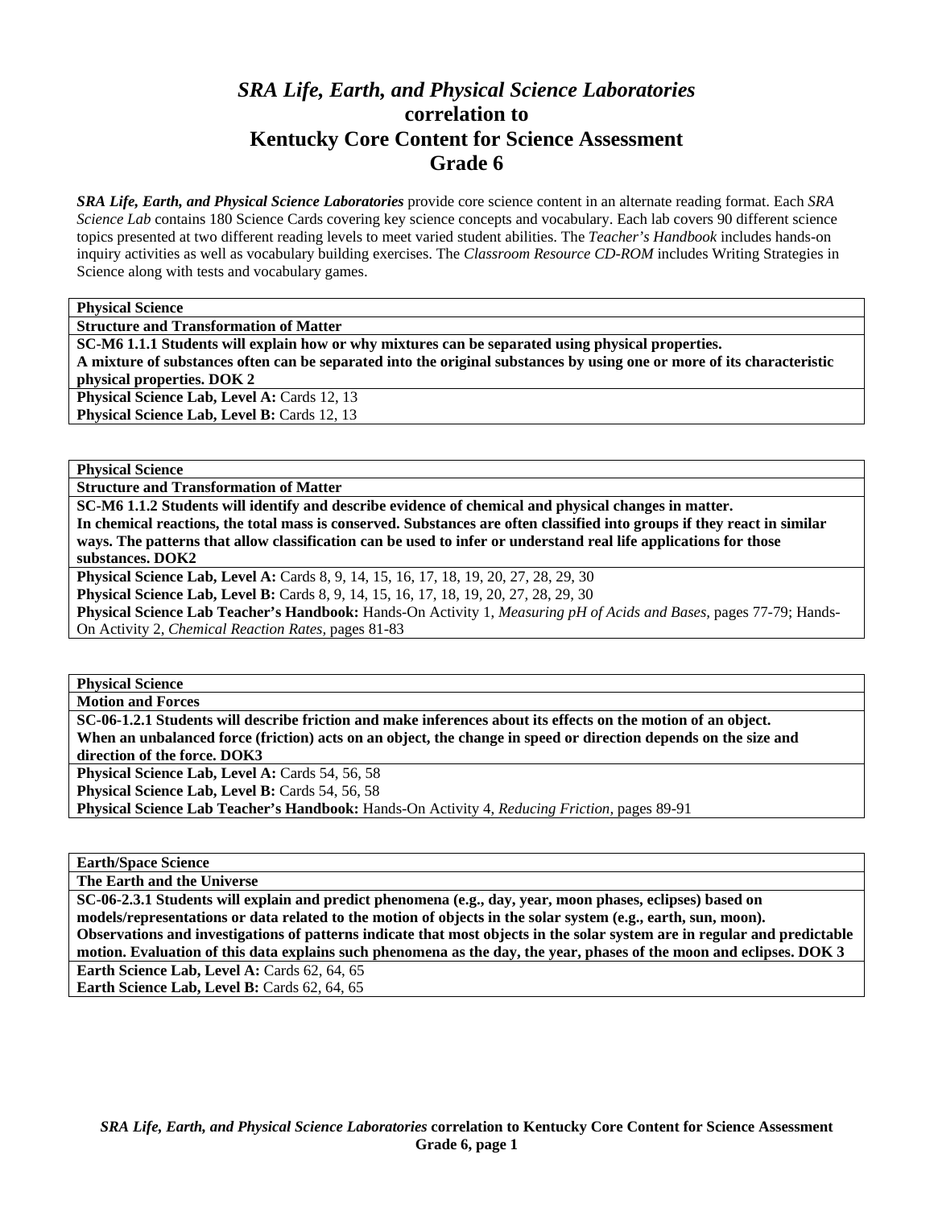# *SRA Life, Earth, and Physical Science Laboratories* correlation to Kentucky Core Content for Science Assessment Grade 6

***SRA Life, Earth, and Physical Science Laboratories*** provide core science content in an alternate reading format. Each *SRA Science Lab* contains 180 Science Cards covering key science concepts and vocabulary. Each lab covers 90 different science topics presented at two different reading levels to meet varied student abilities. The *Teacher's Handbook* includes hands-on inquiry activities as well as vocabulary building exercises. The *Classroom Resource CD-ROM* includes Writing Strategies in Science along with tests and vocabulary games.

**Physical Science**

**Structure and Transformation of Matter**

**SC-M6 1.1.1 Students will explain how or why mixtures can be separated using physical properties.**
**A mixture of substances often can be separated into the original substances by using one or more of its characteristic physical properties. DOK 2**

**Physical Science Lab, Level A:** Cards 12, 13
**Physical Science Lab, Level B:** Cards 12, 13

**Physical Science**

**Structure and Transformation of Matter**

**SC-M6 1.1.2 Students will identify and describe evidence of chemical and physical changes in matter.**
**In chemical reactions, the total mass is conserved. Substances are often classified into groups if they react in similar ways. The patterns that allow classification can be used to infer or understand real life applications for those substances. DOK2**

**Physical Science Lab, Level A:** Cards 8, 9, 14, 15, 16, 17, 18, 19, 20, 27, 28, 29, 30
**Physical Science Lab, Level B:** Cards 8, 9, 14, 15, 16, 17, 18, 19, 20, 27, 28, 29, 30
**Physical Science Lab Teacher's Handbook:** Hands-On Activity 1, *Measuring pH of Acids and Bases,* pages 77-79; Hands-On Activity 2, *Chemical Reaction Rates,* pages 81-83

**Physical Science**

**Motion and Forces**

**SC-06-1.2.1 Students will describe friction and make inferences about its effects on the motion of an object.**
**When an unbalanced force (friction) acts on an object, the change in speed or direction depends on the size and direction of the force. DOK3**

**Physical Science Lab, Level A:** Cards 54, 56, 58
**Physical Science Lab, Level B:** Cards 54, 56, 58
**Physical Science Lab Teacher's Handbook:** Hands-On Activity 4, *Reducing Friction,* pages 89-91

**Earth/Space Science**

**The Earth and the Universe**

**SC-06-2.3.1 Students will explain and predict phenomena (e.g., day, year, moon phases, eclipses) based on models/representations or data related to the motion of objects in the solar system (e.g., earth, sun, moon).**
**Observations and investigations of patterns indicate that most objects in the solar system are in regular and predictable motion. Evaluation of this data explains such phenomena as the day, the year, phases of the moon and eclipses. DOK 3**

**Earth Science Lab, Level A:** Cards 62, 64, 65
**Earth Science Lab, Level B:** Cards 62, 64, 65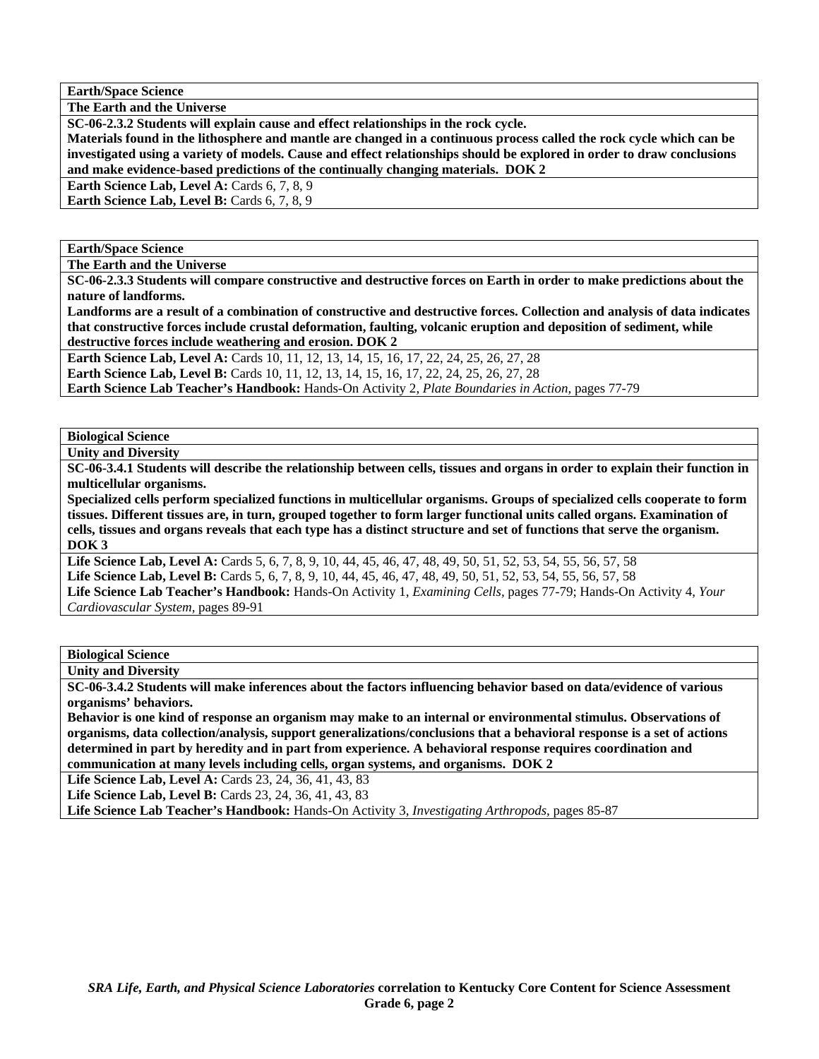**Earth/Space Science**

**The Earth and the Universe**

**SC-06-2.3.2 Students will explain cause and effect relationships in the rock cycle.**

**Materials found in the lithosphere and mantle are changed in a continuous process called the rock cycle which can be investigated using a variety of models. Cause and effect relationships should be explored in order to draw conclusions and make evidence-based predictions of the continually changing materials. DOK 2**

**Earth Science Lab, Level A:** Cards 6, 7, 8, 9
**Earth Science Lab, Level B:** Cards 6, 7, 8, 9

---

**Earth/Space Science**

**The Earth and the Universe**

**SC-06-2.3.3 Students will compare constructive and destructive forces on Earth in order to make predictions about the nature of landforms.**

**Landforms are a result of a combination of constructive and destructive forces. Collection and analysis of data indicates that constructive forces include crustal deformation, faulting, volcanic eruption and deposition of sediment, while destructive forces include weathering and erosion. DOK 2**

**Earth Science Lab, Level A:** Cards 10, 11, 12, 13, 14, 15, 16, 17, 22, 24, 25, 26, 27, 28
**Earth Science Lab, Level B:** Cards 10, 11, 12, 13, 14, 15, 16, 17, 22, 24, 25, 26, 27, 28
**Earth Science Lab Teacher's Handbook:** Hands-On Activity 2, *Plate Boundaries in Action,* pages 77-79

---

**Biological Science**

**Unity and Diversity**

**SC-06-3.4.1 Students will describe the relationship between cells, tissues and organs in order to explain their function in multicellular organisms.**

**Specialized cells perform specialized functions in multicellular organisms. Groups of specialized cells cooperate to form tissues. Different tissues are, in turn, grouped together to form larger functional units called organs. Examination of cells, tissues and organs reveals that each type has a distinct structure and set of functions that serve the organism. DOK 3**

**Life Science Lab, Level A:** Cards 5, 6, 7, 8, 9, 10, 44, 45, 46, 47, 48, 49, 50, 51, 52, 53, 54, 55, 56, 57, 58
**Life Science Lab, Level B:** Cards 5, 6, 7, 8, 9, 10, 44, 45, 46, 47, 48, 49, 50, 51, 52, 53, 54, 55, 56, 57, 58
**Life Science Lab Teacher's Handbook:** Hands-On Activity 1, *Examining Cells,* pages 77-79; Hands-On Activity 4, *Your Cardiovascular System,* pages 89-91

---

**Biological Science**

**Unity and Diversity**

**SC-06-3.4.2 Students will make inferences about the factors influencing behavior based on data/evidence of various organisms' behaviors.**

**Behavior is one kind of response an organism may make to an internal or environmental stimulus. Observations of organisms, data collection/analysis, support generalizations/conclusions that a behavioral response is a set of actions determined in part by heredity and in part from experience. A behavioral response requires coordination and communication at many levels including cells, organ systems, and organisms. DOK 2**

**Life Science Lab, Level A:** Cards 23, 24, 36, 41, 43, 83
**Life Science Lab, Level B:** Cards 23, 24, 36, 41, 43, 83
**Life Science Lab Teacher's Handbook:** Hands-On Activity 3, *Investigating Arthropods,* pages 85-87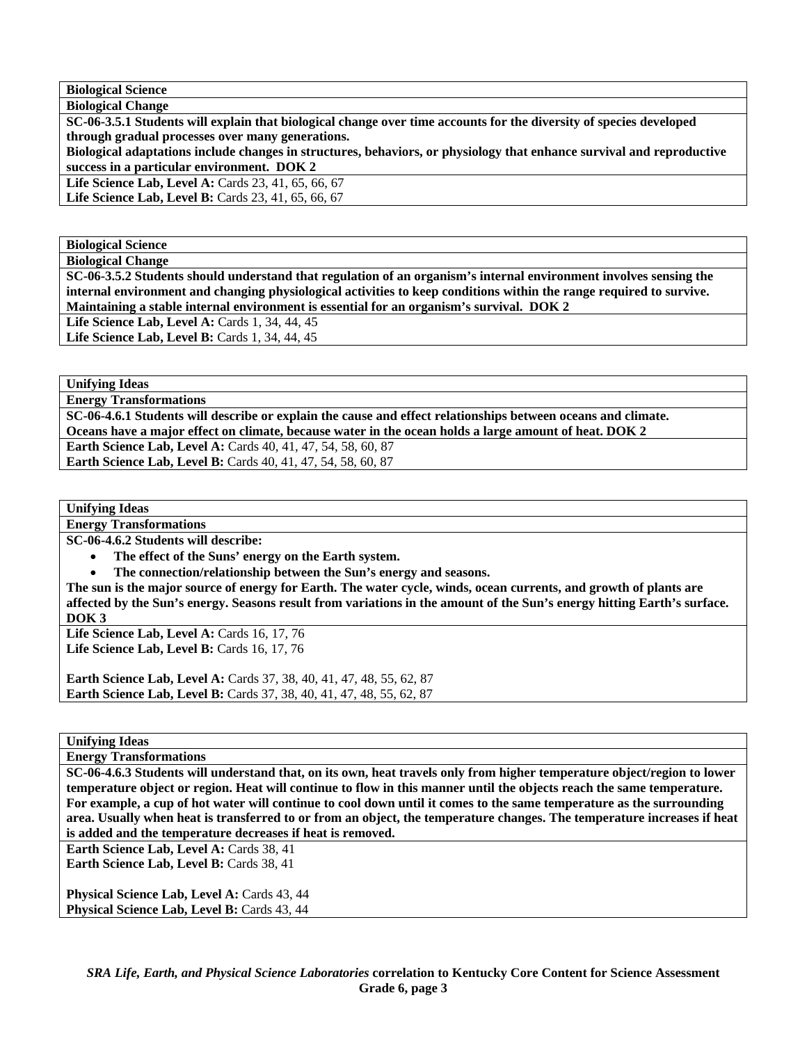| **Biological Science** |
|---|
| **Biological Change** |
| **SC-06-3.5.1 Students will explain that biological change over time accounts for the diversity of species developed through gradual processes over many generations.** **Biological adaptations include changes in structures, behaviors, or physiology that enhance survival and reproductive success in a particular environment. DOK 2** |
| **Life Science Lab, Level A:** Cards 23, 41, 65, 66, 67<br>**Life Science Lab, Level B:** Cards 23, 41, 65, 66, 67 |

| **Biological Science** |
|---|
| **Biological Change** |
| **SC-06-3.5.2 Students should understand that regulation of an organism's internal environment involves sensing the internal environment and changing physiological activities to keep conditions within the range required to survive. Maintaining a stable internal environment is essential for an organism's survival. DOK 2** |
| **Life Science Lab, Level A:** Cards 1, 34, 44, 45<br>**Life Science Lab, Level B:** Cards 1, 34, 44, 45 |

| **Unifying Ideas** |
|---|
| **Energy Transformations** |
| **SC-06-4.6.1 Students will describe or explain the cause and effect relationships between oceans and climate.** **Oceans have a major effect on climate, because water in the ocean holds a large amount of heat. DOK 2** |
| **Earth Science Lab, Level A:** Cards 40, 41, 47, 54, 58, 60, 87<br>**Earth Science Lab, Level B:** Cards 40, 41, 47, 54, 58, 60, 87 |

| **Unifying Ideas** |
|---|
| **Energy Transformations** |
| **SC-06-4.6.2 Students will describe:**<br>• **The effect of the Suns' energy on the Earth system.**<br>• **The connection/relationship between the Sun's energy and seasons.**<br>**The sun is the major source of energy for Earth. The water cycle, winds, ocean currents, and growth of plants are affected by the Sun's energy. Seasons result from variations in the amount of the Sun's energy hitting Earth's surface. DOK 3** |
| **Life Science Lab, Level A:** Cards 16, 17, 76<br>**Life Science Lab, Level B:** Cards 16, 17, 76<br><br>**Earth Science Lab, Level A:** Cards 37, 38, 40, 41, 47, 48, 55, 62, 87<br>**Earth Science Lab, Level B:** Cards 37, 38, 40, 41, 47, 48, 55, 62, 87 |

| **Unifying Ideas** |
|---|
| **Energy Transformations** |
| **SC-06-4.6.3 Students will understand that, on its own, heat travels only from higher temperature object/region to lower temperature object or region. Heat will continue to flow in this manner until the objects reach the same temperature. For example, a cup of hot water will continue to cool down until it comes to the same temperature as the surrounding area. Usually when heat is transferred to or from an object, the temperature changes. The temperature increases if heat is added and the temperature decreases if heat is removed.** |
| **Earth Science Lab, Level A:** Cards 38, 41<br>**Earth Science Lab, Level B:** Cards 38, 41<br><br>**Physical Science Lab, Level A:** Cards 43, 44<br>**Physical Science Lab, Level B:** Cards 43, 44 |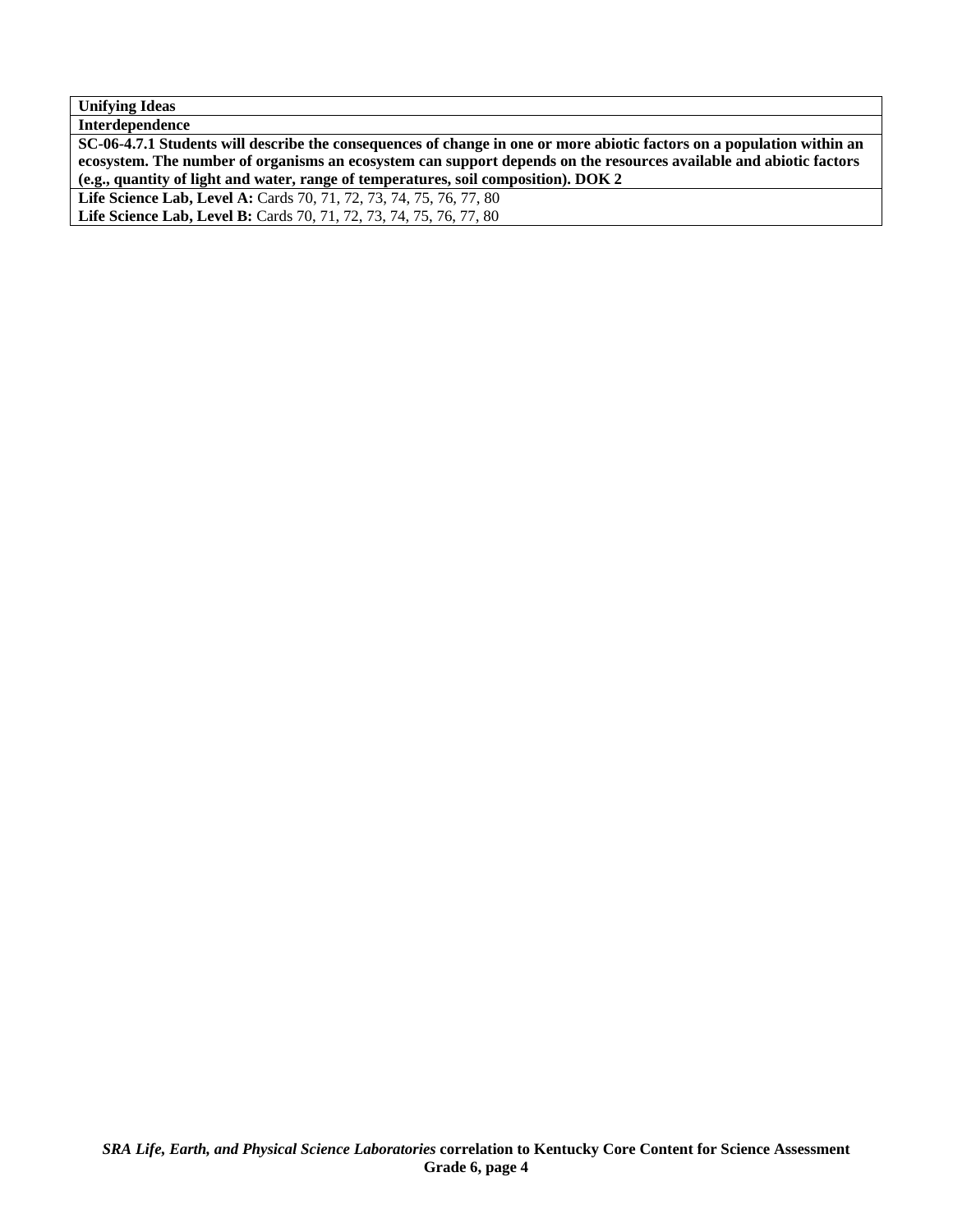| Unifying Ideas |
|---|
| **Interdependence** |
| **SC-06-4.7.1 Students will describe the consequences of change in one or more abiotic factors on a population within an ecosystem. The number of organisms an ecosystem can support depends on the resources available and abiotic factors (e.g., quantity of light and water, range of temperatures, soil composition). DOK 2** |
| **Life Science Lab, Level A:** Cards 70, 71, 72, 73, 74, 75, 76, 77, 80<br>**Life Science Lab, Level B:** Cards 70, 71, 72, 73, 74, 75, 76, 77, 80 |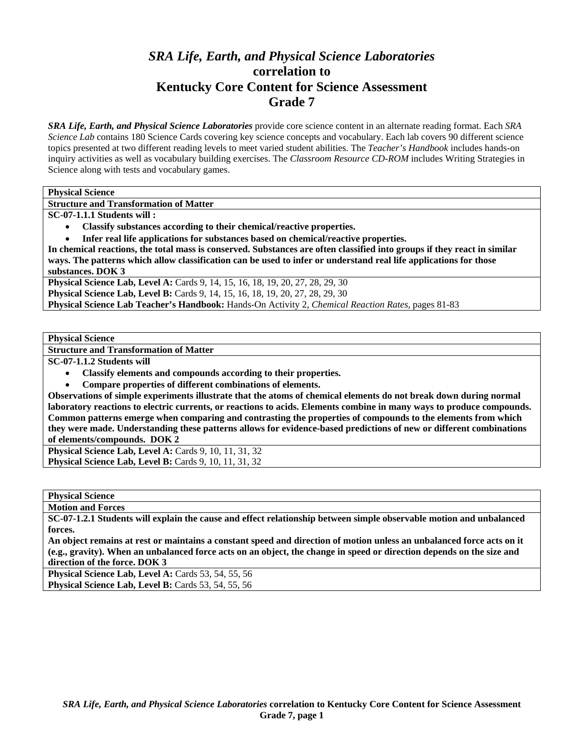# *SRA Life, Earth, and Physical Science Laboratories*
# correlation to
# Kentucky Core Content for Science Assessment
# Grade 7

***SRA Life, Earth, and Physical Science Laboratories*** provide core science content in an alternate reading format. Each *SRA Science Lab* contains 180 Science Cards covering key science concepts and vocabulary. Each lab covers 90 different science topics presented at two different reading levels to meet varied student abilities. The *Teacher's Handbook* includes hands-on inquiry activities as well as vocabulary building exercises. The *Classroom Resource CD-ROM* includes Writing Strategies in Science along with tests and vocabulary games.

**Physical Science**

**Structure and Transformation of Matter**

**SC-07-1.1.1 Students will :**

- **Classify substances according to their chemical/reactive properties.**
- **Infer real life applications for substances based on chemical/reactive properties.**

**In chemical reactions, the total mass is conserved. Substances are often classified into groups if they react in similar ways. The patterns which allow classification can be used to infer or understand real life applications for those substances. DOK 3**

**Physical Science Lab, Level A:** Cards 9, 14, 15, 16, 18, 19, 20, 27, 28, 29, 30
**Physical Science Lab, Level B:** Cards 9, 14, 15, 16, 18, 19, 20, 27, 28, 29, 30
**Physical Science Lab Teacher's Handbook:** Hands-On Activity 2, *Chemical Reaction Rates,* pages 81-83

**Physical Science**

**Structure and Transformation of Matter**

**SC-07-1.1.2 Students will**

- **Classify elements and compounds according to their properties.**
- **Compare properties of different combinations of elements.**

**Observations of simple experiments illustrate that the atoms of chemical elements do not break down during normal laboratory reactions to electric currents, or reactions to acids. Elements combine in many ways to produce compounds. Common patterns emerge when comparing and contrasting the properties of compounds to the elements from which they were made. Understanding these patterns allows for evidence-based predictions of new or different combinations of elements/compounds. DOK 2**

**Physical Science Lab, Level A:** Cards 9, 10, 11, 31, 32
**Physical Science Lab, Level B:** Cards 9, 10, 11, 31, 32

**Physical Science**

**Motion and Forces**

**SC-07-1.2.1 Students will explain the cause and effect relationship between simple observable motion and unbalanced forces.**

**An object remains at rest or maintains a constant speed and direction of motion unless an unbalanced force acts on it (e.g., gravity). When an unbalanced force acts on an object, the change in speed or direction depends on the size and direction of the force. DOK 3**

**Physical Science Lab, Level A:** Cards 53, 54, 55, 56
**Physical Science Lab, Level B:** Cards 53, 54, 55, 56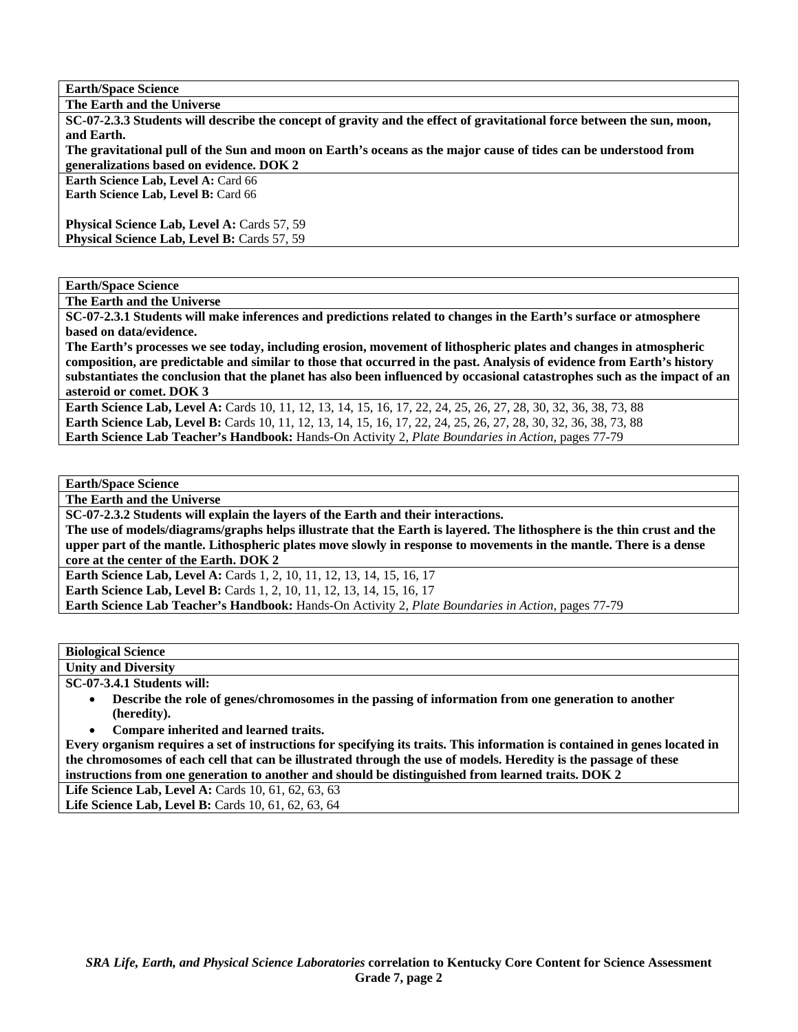**Earth/Space Science**

**The Earth and the Universe**

**SC-07-2.3.3 Students will describe the concept of gravity and the effect of gravitational force between the sun, moon, and Earth.**

**The gravitational pull of the Sun and moon on Earth's oceans as the major cause of tides can be understood from generalizations based on evidence. DOK 2**

**Earth Science Lab, Level A:** Card 66
**Earth Science Lab, Level B:** Card 66

**Physical Science Lab, Level A:** Cards 57, 59
**Physical Science Lab, Level B:** Cards 57, 59

---

**Earth/Space Science**

**The Earth and the Universe**

**SC-07-2.3.1 Students will make inferences and predictions related to changes in the Earth's surface or atmosphere based on data/evidence.**

**The Earth's processes we see today, including erosion, movement of lithospheric plates and changes in atmospheric composition, are predictable and similar to those that occurred in the past. Analysis of evidence from Earth's history substantiates the conclusion that the planet has also been influenced by occasional catastrophes such as the impact of an asteroid or comet. DOK 3**

**Earth Science Lab, Level A:** Cards 10, 11, 12, 13, 14, 15, 16, 17, 22, 24, 25, 26, 27, 28, 30, 32, 36, 38, 73, 88
**Earth Science Lab, Level B:** Cards 10, 11, 12, 13, 14, 15, 16, 17, 22, 24, 25, 26, 27, 28, 30, 32, 36, 38, 73, 88
**Earth Science Lab Teacher's Handbook:** Hands-On Activity 2, *Plate Boundaries in Action,* pages 77-79

---

**Earth/Space Science**

**The Earth and the Universe**

**SC-07-2.3.2 Students will explain the layers of the Earth and their interactions.**

**The use of models/diagrams/graphs helps illustrate that the Earth is layered. The lithosphere is the thin crust and the upper part of the mantle. Lithospheric plates move slowly in response to movements in the mantle. There is a dense core at the center of the Earth. DOK 2**

**Earth Science Lab, Level A:** Cards 1, 2, 10, 11, 12, 13, 14, 15, 16, 17
**Earth Science Lab, Level B:** Cards 1, 2, 10, 11, 12, 13, 14, 15, 16, 17
**Earth Science Lab Teacher's Handbook:** Hands-On Activity 2, *Plate Boundaries in Action,* pages 77-79

---

**Biological Science**

**Unity and Diversity**

**SC-07-3.4.1 Students will:**

- **Describe the role of genes/chromosomes in the passing of information from one generation to another (heredity).**
- **Compare inherited and learned traits.**

**Every organism requires a set of instructions for specifying its traits. This information is contained in genes located in the chromosomes of each cell that can be illustrated through the use of models. Heredity is the passage of these instructions from one generation to another and should be distinguished from learned traits. DOK 2**

**Life Science Lab, Level A:** Cards 10, 61, 62, 63, 63
**Life Science Lab, Level B:** Cards 10, 61, 62, 63, 64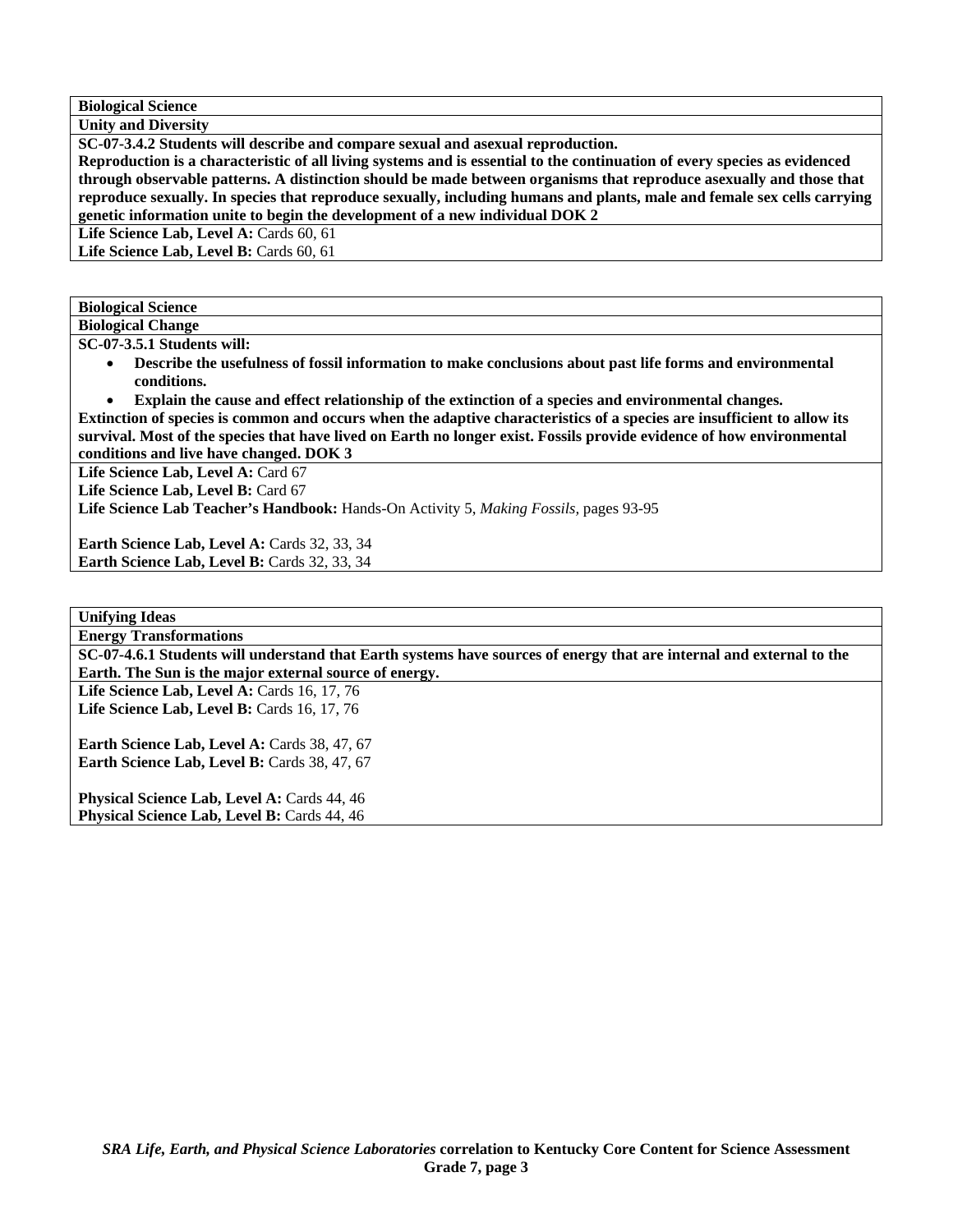**Biological Science**

**Unity and Diversity**

**SC-07-3.4.2 Students will describe and compare sexual and asexual reproduction.**
**Reproduction is a characteristic of all living systems and is essential to the continuation of every species as evidenced through observable patterns. A distinction should be made between organisms that reproduce asexually and those that reproduce sexually. In species that reproduce sexually, including humans and plants, male and female sex cells carrying genetic information unite to begin the development of a new individual DOK 2**

**Life Science Lab, Level A:** Cards 60, 61
**Life Science Lab, Level B:** Cards 60, 61

---

**Biological Science**

**Biological Change**

**SC-07-3.5.1 Students will:**

- **Describe the usefulness of fossil information to make conclusions about past life forms and environmental conditions.**
- **Explain the cause and effect relationship of the extinction of a species and environmental changes.**

**Extinction of species is common and occurs when the adaptive characteristics of a species are insufficient to allow its survival. Most of the species that have lived on Earth no longer exist. Fossils provide evidence of how environmental conditions and live have changed. DOK 3**

**Life Science Lab, Level A:** Card 67
**Life Science Lab, Level B:** Card 67
**Life Science Lab Teacher's Handbook:** Hands-On Activity 5, *Making Fossils,* pages 93-95

**Earth Science Lab, Level A:** Cards 32, 33, 34
**Earth Science Lab, Level B:** Cards 32, 33, 34

---

**Unifying Ideas**

**Energy Transformations**

**SC-07-4.6.1 Students will understand that Earth systems have sources of energy that are internal and external to the Earth. The Sun is the major external source of energy.**

**Life Science Lab, Level A:** Cards 16, 17, 76
**Life Science Lab, Level B:** Cards 16, 17, 76

**Earth Science Lab, Level A:** Cards 38, 47, 67
**Earth Science Lab, Level B:** Cards 38, 47, 67

**Physical Science Lab, Level A:** Cards 44, 46
**Physical Science Lab, Level B:** Cards 44, 46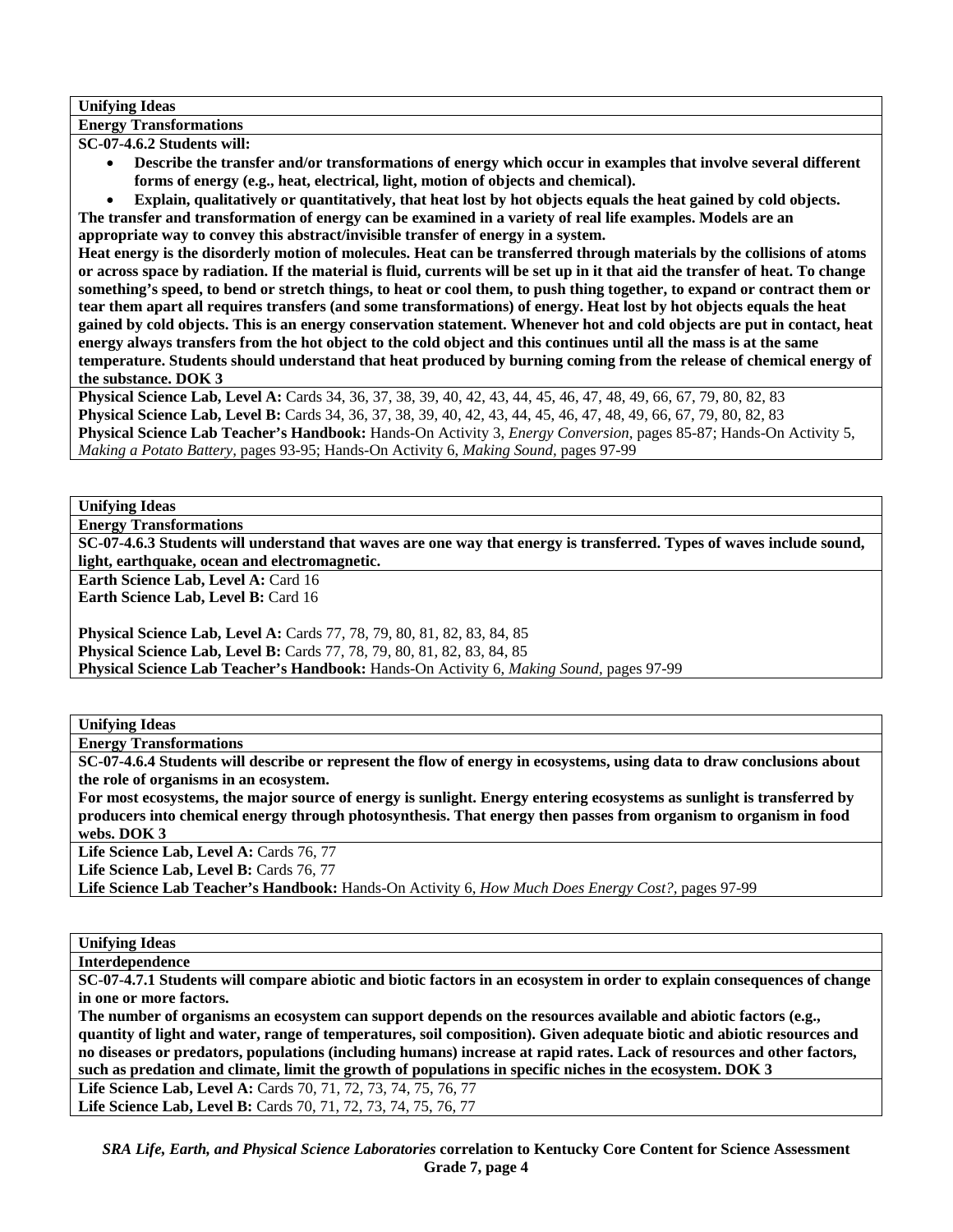**Unifying Ideas**

**Energy Transformations**

**SC-07-4.6.2 Students will:**

- **Describe the transfer and/or transformations of energy which occur in examples that involve several different forms of energy (e.g., heat, electrical, light, motion of objects and chemical).**
- **Explain, qualitatively or quantitatively, that heat lost by hot objects equals the heat gained by cold objects.**

**The transfer and transformation of energy can be examined in a variety of real life examples. Models are an appropriate way to convey this abstract/invisible transfer of energy in a system.**

**Heat energy is the disorderly motion of molecules. Heat can be transferred through materials by the collisions of atoms or across space by radiation. If the material is fluid, currents will be set up in it that aid the transfer of heat. To change something's speed, to bend or stretch things, to heat or cool them, to push thing together, to expand or contract them or tear them apart all requires transfers (and some transformations) of energy. Heat lost by hot objects equals the heat gained by cold objects. This is an energy conservation statement. Whenever hot and cold objects are put in contact, heat energy always transfers from the hot object to the cold object and this continues until all the mass is at the same temperature. Students should understand that heat produced by burning coming from the release of chemical energy of the substance. DOK 3**

**Physical Science Lab, Level A:** Cards 34, 36, 37, 38, 39, 40, 42, 43, 44, 45, 46, 47, 48, 49, 66, 67, 79, 80, 82, 83
**Physical Science Lab, Level B:** Cards 34, 36, 37, 38, 39, 40, 42, 43, 44, 45, 46, 47, 48, 49, 66, 67, 79, 80, 82, 83
**Physical Science Lab Teacher's Handbook:** Hands-On Activity 3, *Energy Conversion,* pages 85-87; Hands-On Activity 5, *Making a Potato Battery,* pages 93-95; Hands-On Activity 6, *Making Sound,* pages 97-99

**Unifying Ideas**

**Energy Transformations**

**SC-07-4.6.3 Students will understand that waves are one way that energy is transferred. Types of waves include sound, light, earthquake, ocean and electromagnetic.**

**Earth Science Lab, Level A:** Card 16
**Earth Science Lab, Level B:** Card 16

**Physical Science Lab, Level A:** Cards 77, 78, 79, 80, 81, 82, 83, 84, 85
**Physical Science Lab, Level B:** Cards 77, 78, 79, 80, 81, 82, 83, 84, 85
**Physical Science Lab Teacher's Handbook:** Hands-On Activity 6, *Making Sound,* pages 97-99

**Unifying Ideas**

**Energy Transformations**

**SC-07-4.6.4 Students will describe or represent the flow of energy in ecosystems, using data to draw conclusions about the role of organisms in an ecosystem.**

**For most ecosystems, the major source of energy is sunlight. Energy entering ecosystems as sunlight is transferred by producers into chemical energy through photosynthesis. That energy then passes from organism to organism in food webs. DOK 3**

**Life Science Lab, Level A:** Cards 76, 77
**Life Science Lab, Level B:** Cards 76, 77
**Life Science Lab Teacher's Handbook:** Hands-On Activity 6, *How Much Does Energy Cost?,* pages 97-99

**Unifying Ideas**

**Interdependence**

**SC-07-4.7.1 Students will compare abiotic and biotic factors in an ecosystem in order to explain consequences of change in one or more factors.**

**The number of organisms an ecosystem can support depends on the resources available and abiotic factors (e.g., quantity of light and water, range of temperatures, soil composition). Given adequate biotic and abiotic resources and no diseases or predators, populations (including humans) increase at rapid rates. Lack of resources and other factors, such as predation and climate, limit the growth of populations in specific niches in the ecosystem. DOK 3**

**Life Science Lab, Level A:** Cards 70, 71, 72, 73, 74, 75, 76, 77
**Life Science Lab, Level B:** Cards 70, 71, 72, 73, 74, 75, 76, 77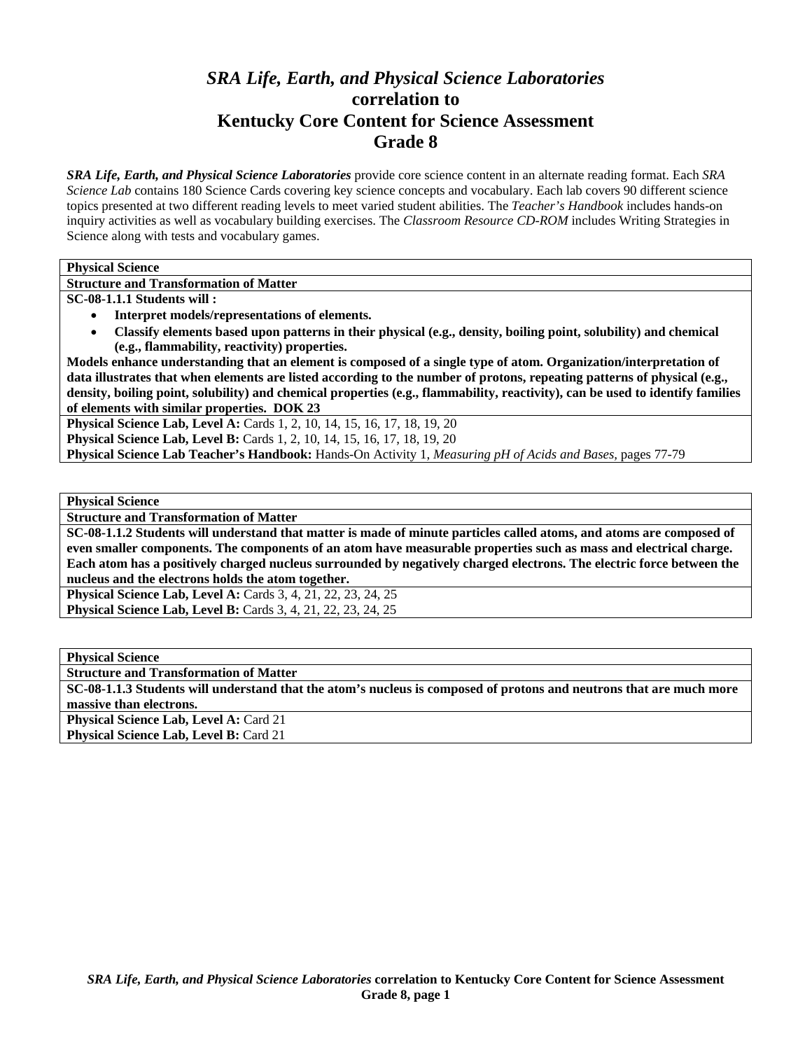# *SRA Life, Earth, and Physical Science Laboratories* correlation to Kentucky Core Content for Science Assessment Grade 8

***SRA Life, Earth, and Physical Science Laboratories*** provide core science content in an alternate reading format. Each *SRA Science Lab* contains 180 Science Cards covering key science concepts and vocabulary. Each lab covers 90 different science topics presented at two different reading levels to meet varied student abilities. The *Teacher's Handbook* includes hands-on inquiry activities as well as vocabulary building exercises. The *Classroom Resource CD-ROM* includes Writing Strategies in Science along with tests and vocabulary games.

---

**Physical Science**

**Structure and Transformation of Matter**

**SC-08-1.1.1 Students will :**

- **Interpret models/representations of elements.**
- **Classify elements based upon patterns in their physical (e.g., density, boiling point, solubility) and chemical (e.g., flammability, reactivity) properties.**

**Models enhance understanding that an element is composed of a single type of atom. Organization/interpretation of data illustrates that when elements are listed according to the number of protons, repeating patterns of physical (e.g., density, boiling point, solubility) and chemical properties (e.g., flammability, reactivity), can be used to identify families of elements with similar properties. DOK 23**

**Physical Science Lab, Level A:** Cards 1, 2, 10, 14, 15, 16, 17, 18, 19, 20
**Physical Science Lab, Level B:** Cards 1, 2, 10, 14, 15, 16, 17, 18, 19, 20
**Physical Science Lab Teacher's Handbook:** Hands-On Activity 1, *Measuring pH of Acids and Bases,* pages 77-79

---

**Physical Science**

**Structure and Transformation of Matter**

**SC-08-1.1.2 Students will understand that matter is made of minute particles called atoms, and atoms are composed of even smaller components. The components of an atom have measurable properties such as mass and electrical charge. Each atom has a positively charged nucleus surrounded by negatively charged electrons. The electric force between the nucleus and the electrons holds the atom together.**

**Physical Science Lab, Level A:** Cards 3, 4, 21, 22, 23, 24, 25
**Physical Science Lab, Level B:** Cards 3, 4, 21, 22, 23, 24, 25

---

**Physical Science**

**Structure and Transformation of Matter**

**SC-08-1.1.3 Students will understand that the atom's nucleus is composed of protons and neutrons that are much more massive than electrons.**

**Physical Science Lab, Level A:** Card 21
**Physical Science Lab, Level B:** Card 21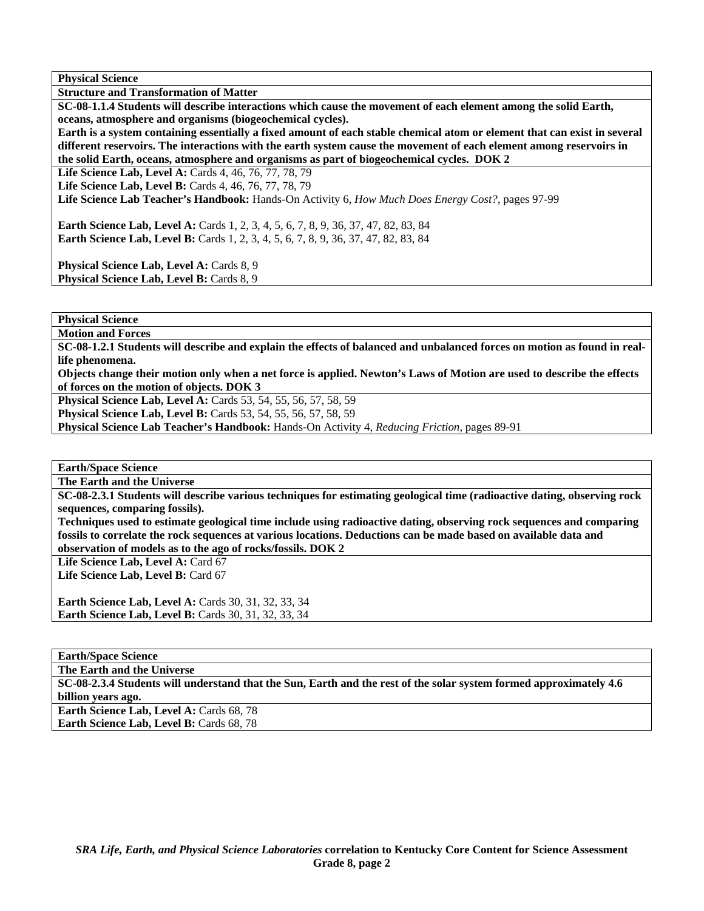**Physical Science**

**Structure and Transformation of Matter**

**SC-08-1.1.4 Students will describe interactions which cause the movement of each element among the solid Earth, oceans, atmosphere and organisms (biogeochemical cycles).**
**Earth is a system containing essentially a fixed amount of each stable chemical atom or element that can exist in several different reservoirs. The interactions with the earth system cause the movement of each element among reservoirs in the solid Earth, oceans, atmosphere and organisms as part of biogeochemical cycles. DOK 2**

**Life Science Lab, Level A:** Cards 4, 46, 76, 77, 78, 79
**Life Science Lab, Level B:** Cards 4, 46, 76, 77, 78, 79
**Life Science Lab Teacher's Handbook:** Hands-On Activity 6, *How Much Does Energy Cost?,* pages 97-99

**Earth Science Lab, Level A:** Cards 1, 2, 3, 4, 5, 6, 7, 8, 9, 36, 37, 47, 82, 83, 84
**Earth Science Lab, Level B:** Cards 1, 2, 3, 4, 5, 6, 7, 8, 9, 36, 37, 47, 82, 83, 84

**Physical Science Lab, Level A:** Cards 8, 9
**Physical Science Lab, Level B:** Cards 8, 9

---

**Physical Science**

**Motion and Forces**

**SC-08-1.2.1 Students will describe and explain the effects of balanced and unbalanced forces on motion as found in real-life phenomena.**
**Objects change their motion only when a net force is applied. Newton's Laws of Motion are used to describe the effects of forces on the motion of objects. DOK 3**

**Physical Science Lab, Level A:** Cards 53, 54, 55, 56, 57, 58, 59
**Physical Science Lab, Level B:** Cards 53, 54, 55, 56, 57, 58, 59
**Physical Science Lab Teacher's Handbook:** Hands-On Activity 4, *Reducing Friction,* pages 89-91

---

**Earth/Space Science**

**The Earth and the Universe**

**SC-08-2.3.1 Students will describe various techniques for estimating geological time (radioactive dating, observing rock sequences, comparing fossils).**
**Techniques used to estimate geological time include using radioactive dating, observing rock sequences and comparing fossils to correlate the rock sequences at various locations. Deductions can be made based on available data and observation of models as to the ago of rocks/fossils. DOK 2**

**Life Science Lab, Level A:** Card 67
**Life Science Lab, Level B:** Card 67

**Earth Science Lab, Level A:** Cards 30, 31, 32, 33, 34
**Earth Science Lab, Level B:** Cards 30, 31, 32, 33, 34

---

**Earth/Space Science**

**The Earth and the Universe**

**SC-08-2.3.4 Students will understand that the Sun, Earth and the rest of the solar system formed approximately 4.6 billion years ago.**

**Earth Science Lab, Level A:** Cards 68, 78
**Earth Science Lab, Level B:** Cards 68, 78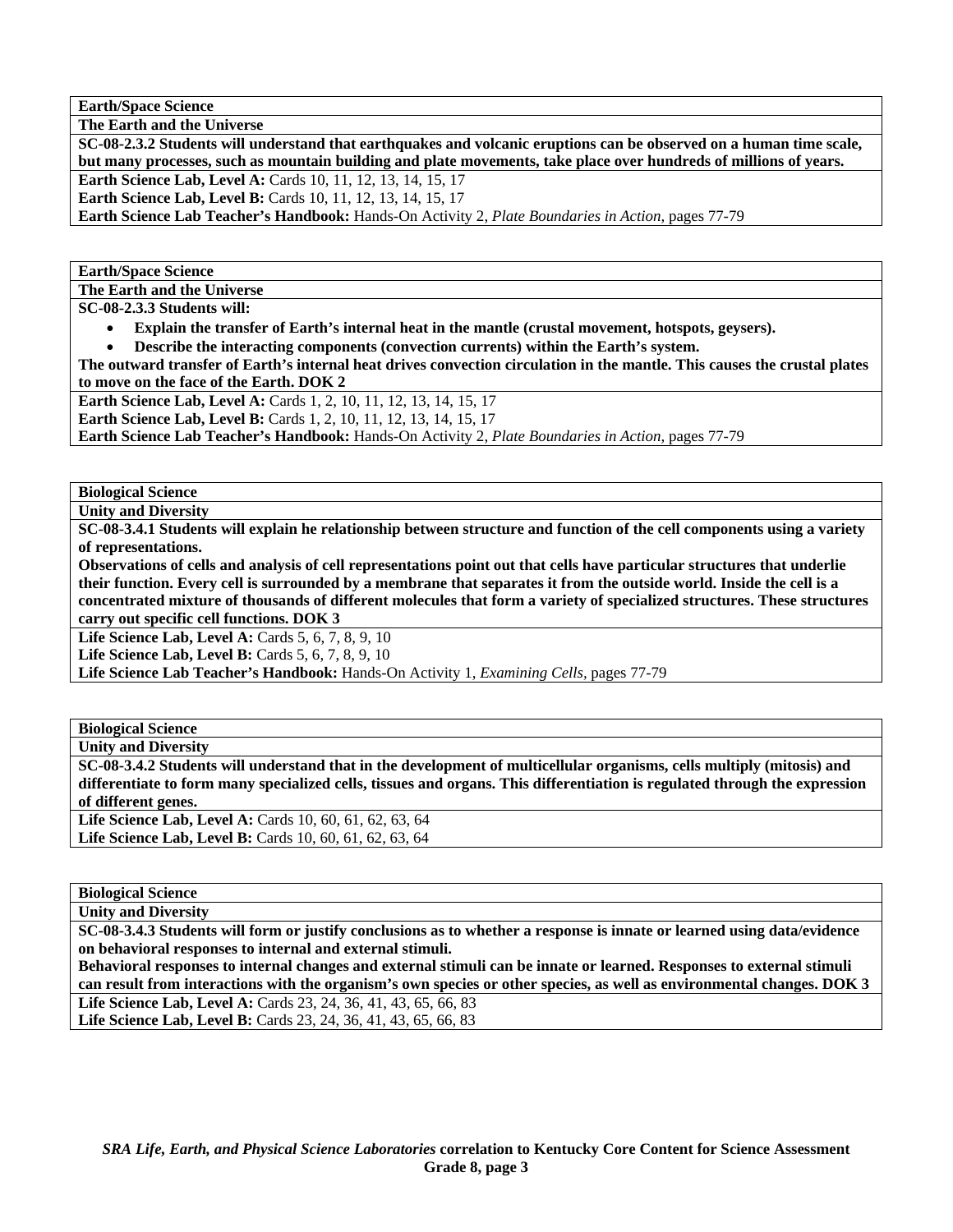**Earth/Space Science**

**The Earth and the Universe**

**SC-08-2.3.2 Students will understand that earthquakes and volcanic eruptions can be observed on a human time scale, but many processes, such as mountain building and plate movements, take place over hundreds of millions of years.**

**Earth Science Lab, Level A:** Cards 10, 11, 12, 13, 14, 15, 17
**Earth Science Lab, Level B:** Cards 10, 11, 12, 13, 14, 15, 17
**Earth Science Lab Teacher's Handbook:** Hands-On Activity 2, *Plate Boundaries in Action,* pages 77-79

---

**Earth/Space Science**

**The Earth and the Universe**

**SC-08-2.3.3 Students will:**

- **Explain the transfer of Earth's internal heat in the mantle (crustal movement, hotspots, geysers).**
- **Describe the interacting components (convection currents) within the Earth's system.**

**The outward transfer of Earth's internal heat drives convection circulation in the mantle. This causes the crustal plates to move on the face of the Earth. DOK 2**

**Earth Science Lab, Level A:** Cards 1, 2, 10, 11, 12, 13, 14, 15, 17
**Earth Science Lab, Level B:** Cards 1, 2, 10, 11, 12, 13, 14, 15, 17
**Earth Science Lab Teacher's Handbook:** Hands-On Activity 2, *Plate Boundaries in Action,* pages 77-79

---

**Biological Science**

**Unity and Diversity**

**SC-08-3.4.1 Students will explain he relationship between structure and function of the cell components using a variety of representations.**

**Observations of cells and analysis of cell representations point out that cells have particular structures that underlie their function. Every cell is surrounded by a membrane that separates it from the outside world. Inside the cell is a concentrated mixture of thousands of different molecules that form a variety of specialized structures. These structures carry out specific cell functions. DOK 3**

**Life Science Lab, Level A:** Cards 5, 6, 7, 8, 9, 10
**Life Science Lab, Level B:** Cards 5, 6, 7, 8, 9, 10
**Life Science Lab Teacher's Handbook:** Hands-On Activity 1, *Examining Cells,* pages 77-79

---

**Biological Science**

**Unity and Diversity**

**SC-08-3.4.2 Students will understand that in the development of multicellular organisms, cells multiply (mitosis) and differentiate to form many specialized cells, tissues and organs. This differentiation is regulated through the expression of different genes.**

**Life Science Lab, Level A:** Cards 10, 60, 61, 62, 63, 64
**Life Science Lab, Level B:** Cards 10, 60, 61, 62, 63, 64

---

**Biological Science**

**Unity and Diversity**

**SC-08-3.4.3 Students will form or justify conclusions as to whether a response is innate or learned using data/evidence on behavioral responses to internal and external stimuli.**

**Behavioral responses to internal changes and external stimuli can be innate or learned. Responses to external stimuli can result from interactions with the organism's own species or other species, as well as environmental changes. DOK 3**

**Life Science Lab, Level A:** Cards 23, 24, 36, 41, 43, 65, 66, 83
**Life Science Lab, Level B:** Cards 23, 24, 36, 41, 43, 65, 66, 83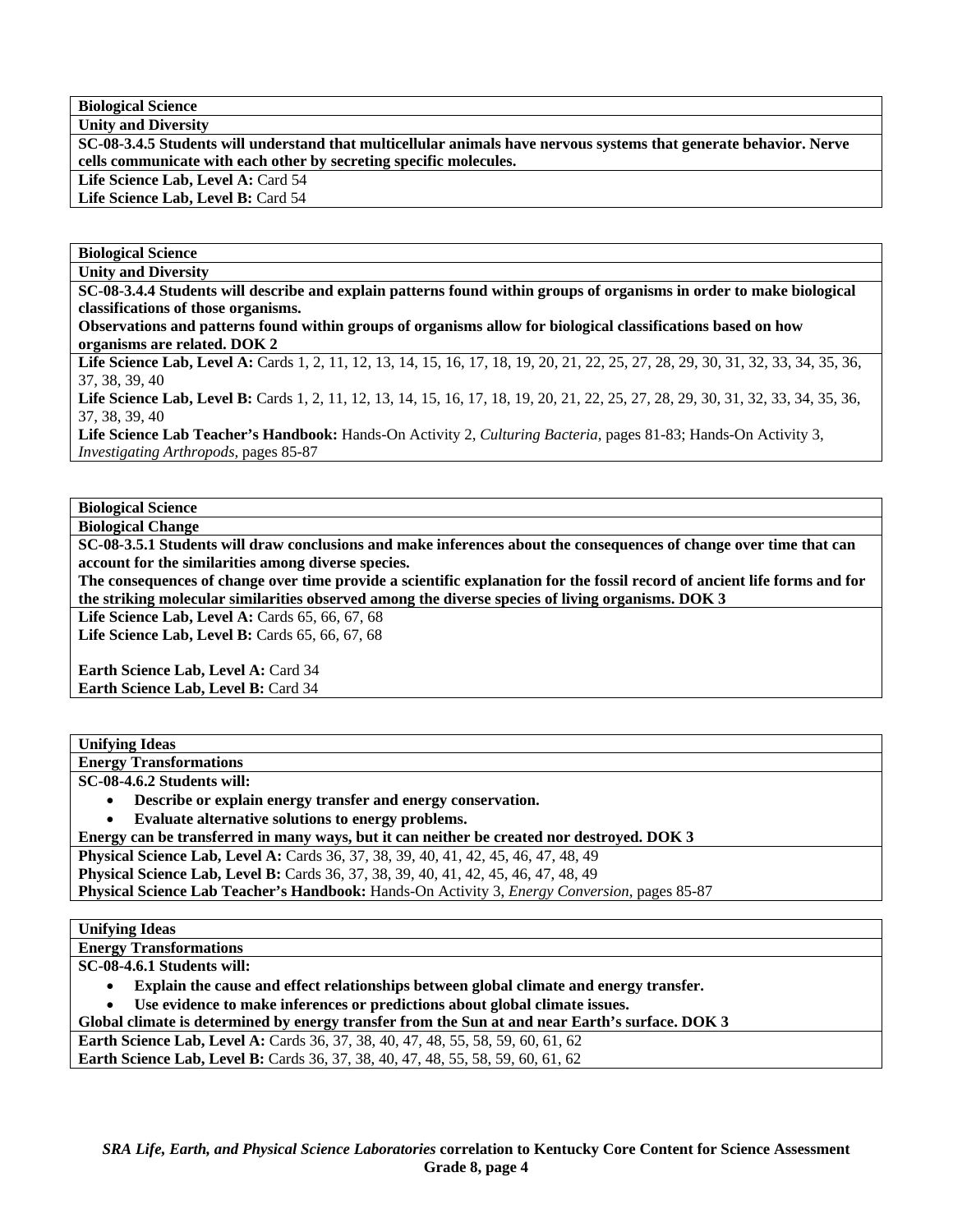| **Biological Science** |
|---|
| **Unity and Diversity** |
| **SC-08-3.4.5 Students will understand that multicellular animals have nervous systems that generate behavior. Nerve cells communicate with each other by secreting specific molecules.** |
| **Life Science Lab, Level A:** Card 54<br>**Life Science Lab, Level B:** Card 54 |

| **Biological Science** |
|---|
| **Unity and Diversity** |
| **SC-08-3.4.4 Students will describe and explain patterns found within groups of organisms in order to make biological classifications of those organisms.**<br>**Observations and patterns found within groups of organisms allow for biological classifications based on how organisms are related. DOK 2** |
| **Life Science Lab, Level A:** Cards 1, 2, 11, 12, 13, 14, 15, 16, 17, 18, 19, 20, 21, 22, 25, 27, 28, 29, 30, 31, 32, 33, 34, 35, 36, 37, 38, 39, 40<br>**Life Science Lab, Level B:** Cards 1, 2, 11, 12, 13, 14, 15, 16, 17, 18, 19, 20, 21, 22, 25, 27, 28, 29, 30, 31, 32, 33, 34, 35, 36, 37, 38, 39, 40<br>**Life Science Lab Teacher's Handbook:** Hands-On Activity 2, *Culturing Bacteria,* pages 81-83; Hands-On Activity 3, *Investigating Arthropods,* pages 85-87 |

| **Biological Science** |
|---|
| **Biological Change** |
| **SC-08-3.5.1 Students will draw conclusions and make inferences about the consequences of change over time that can account for the similarities among diverse species.**<br>**The consequences of change over time provide a scientific explanation for the fossil record of ancient life forms and for the striking molecular similarities observed among the diverse species of living organisms. DOK 3** |
| **Life Science Lab, Level A:** Cards 65, 66, 67, 68<br>**Life Science Lab, Level B:** Cards 65, 66, 67, 68<br><br>**Earth Science Lab, Level A:** Card 34<br>**Earth Science Lab, Level B:** Card 34 |

| **Unifying Ideas** |
|---|
| **Energy Transformations** |
| **SC-08-4.6.2 Students will:**<br>• **Describe or explain energy transfer and energy conservation.**<br>• **Evaluate alternative solutions to energy problems.**<br>**Energy can be transferred in many ways, but it can neither be created nor destroyed. DOK 3** |
| **Physical Science Lab, Level A:** Cards 36, 37, 38, 39, 40, 41, 42, 45, 46, 47, 48, 49<br>**Physical Science Lab, Level B:** Cards 36, 37, 38, 39, 40, 41, 42, 45, 46, 47, 48, 49<br>**Physical Science Lab Teacher's Handbook:** Hands-On Activity 3, *Energy Conversion,* pages 85-87 |

| **Unifying Ideas** |
|---|
| **Energy Transformations** |
| **SC-08-4.6.1 Students will:**<br>• **Explain the cause and effect relationships between global climate and energy transfer.**<br>• **Use evidence to make inferences or predictions about global climate issues.**<br>**Global climate is determined by energy transfer from the Sun at and near Earth's surface. DOK 3** |
| **Earth Science Lab, Level A:** Cards 36, 37, 38, 40, 47, 48, 55, 58, 59, 60, 61, 62<br>**Earth Science Lab, Level B:** Cards 36, 37, 38, 40, 47, 48, 55, 58, 59, 60, 61, 62 |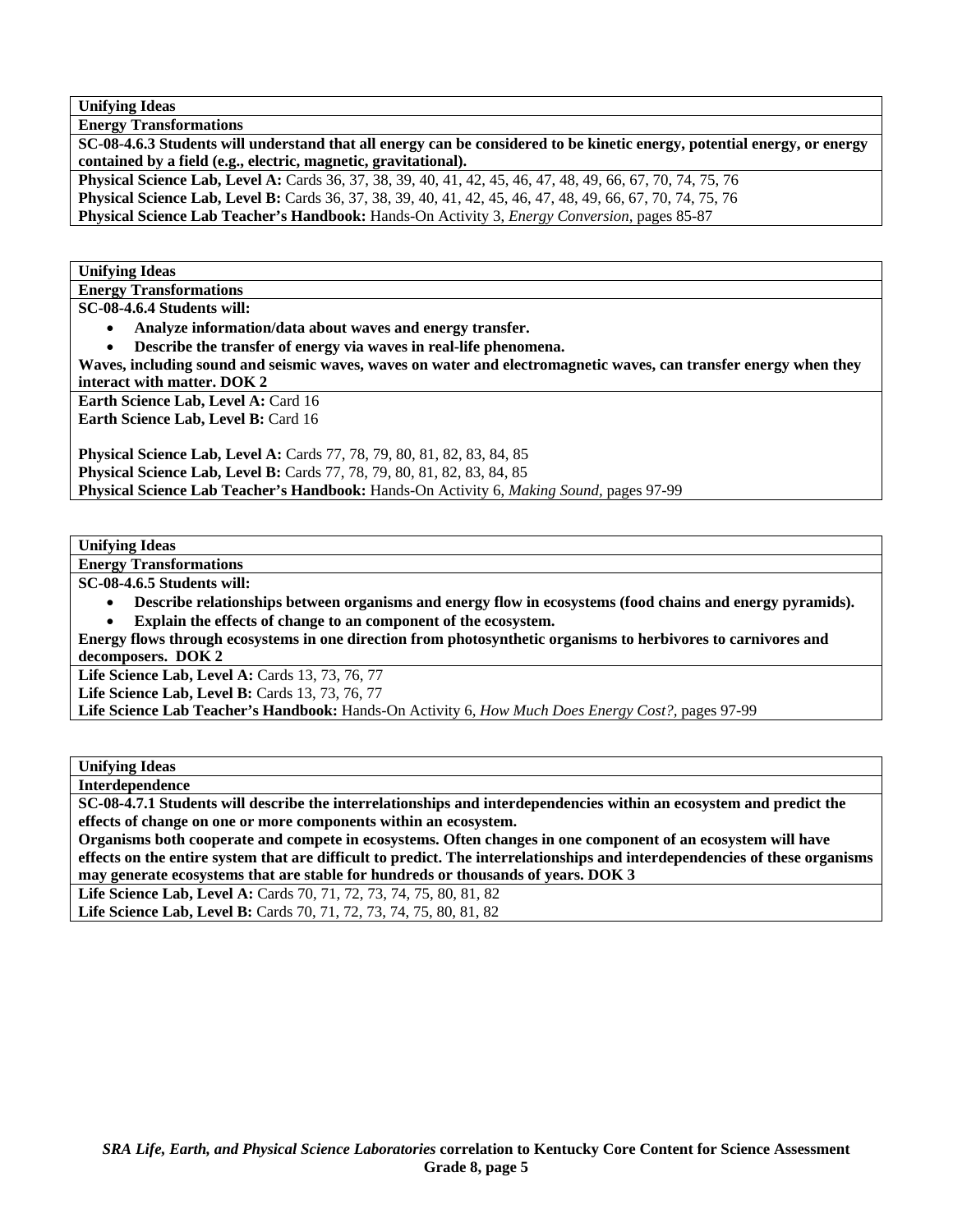**Unifying Ideas**

**Energy Transformations**

**SC-08-4.6.3 Students will understand that all energy can be considered to be kinetic energy, potential energy, or energy contained by a field (e.g., electric, magnetic, gravitational).**

**Physical Science Lab, Level A:** Cards 36, 37, 38, 39, 40, 41, 42, 45, 46, 47, 48, 49, 66, 67, 70, 74, 75, 76
**Physical Science Lab, Level B:** Cards 36, 37, 38, 39, 40, 41, 42, 45, 46, 47, 48, 49, 66, 67, 70, 74, 75, 76
**Physical Science Lab Teacher's Handbook:** Hands-On Activity 3, *Energy Conversion,* pages 85-87

**Unifying Ideas**

**Energy Transformations**

**SC-08-4.6.4 Students will:**

- **Analyze information/data about waves and energy transfer.**
- **Describe the transfer of energy via waves in real-life phenomena.**

**Waves, including sound and seismic waves, waves on water and electromagnetic waves, can transfer energy when they interact with matter. DOK 2**

**Earth Science Lab, Level A:** Card 16
**Earth Science Lab, Level B:** Card 16

**Physical Science Lab, Level A:** Cards 77, 78, 79, 80, 81, 82, 83, 84, 85
**Physical Science Lab, Level B:** Cards 77, 78, 79, 80, 81, 82, 83, 84, 85
**Physical Science Lab Teacher's Handbook:** Hands-On Activity 6, *Making Sound,* pages 97-99

**Unifying Ideas**

**Energy Transformations**

**SC-08-4.6.5 Students will:**

- **Describe relationships between organisms and energy flow in ecosystems (food chains and energy pyramids).**
- **Explain the effects of change to an component of the ecosystem.**

**Energy flows through ecosystems in one direction from photosynthetic organisms to herbivores to carnivores and decomposers. DOK 2**

**Life Science Lab, Level A:** Cards 13, 73, 76, 77
**Life Science Lab, Level B:** Cards 13, 73, 76, 77
**Life Science Lab Teacher's Handbook:** Hands-On Activity 6, *How Much Does Energy Cost?,* pages 97-99

**Unifying Ideas**

**Interdependence**

**SC-08-4.7.1 Students will describe the interrelationships and interdependencies within an ecosystem and predict the effects of change on one or more components within an ecosystem.**

**Organisms both cooperate and compete in ecosystems. Often changes in one component of an ecosystem will have effects on the entire system that are difficult to predict. The interrelationships and interdependencies of these organisms may generate ecosystems that are stable for hundreds or thousands of years. DOK 3**

**Life Science Lab, Level A:** Cards 70, 71, 72, 73, 74, 75, 80, 81, 82
**Life Science Lab, Level B:** Cards 70, 71, 72, 73, 74, 75, 80, 81, 82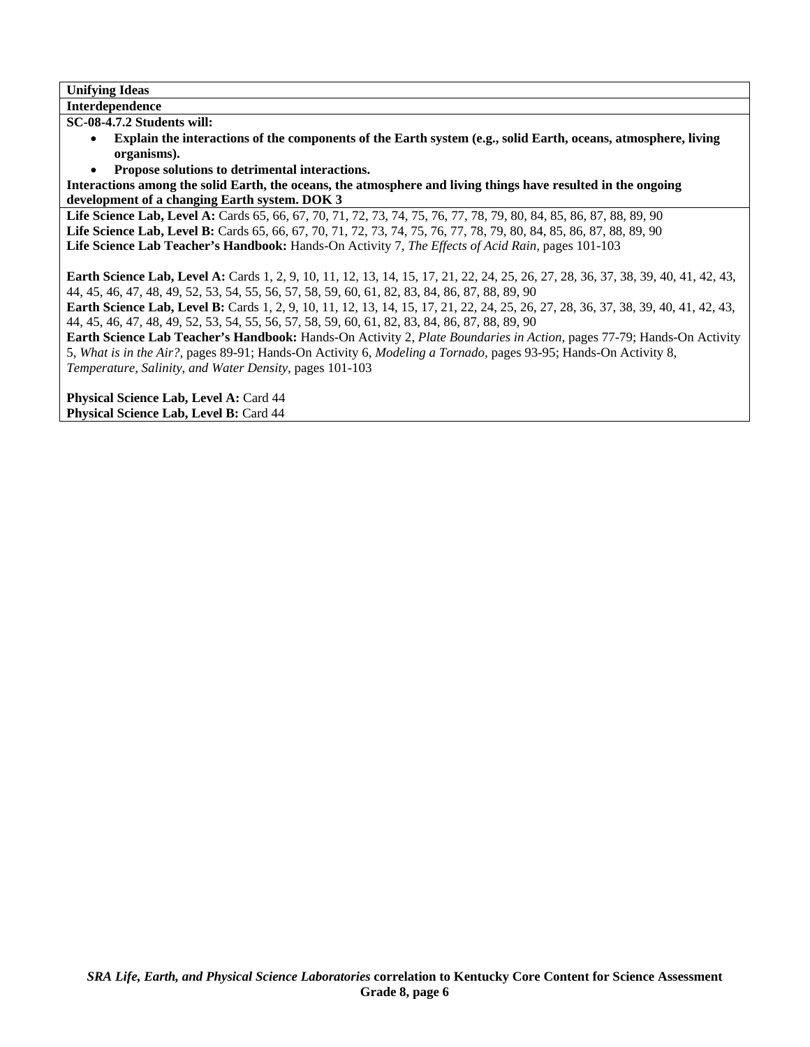**Unifying Ideas**

**Interdependence**

**SC-08-4.7.2 Students will:**

- **Explain the interactions of the components of the Earth system (e.g., solid Earth, oceans, atmosphere, living organisms).**
- **Propose solutions to detrimental interactions.**

**Interactions among the solid Earth, the oceans, the atmosphere and living things have resulted in the ongoing development of a changing Earth system. DOK 3**

**Life Science Lab, Level A:** Cards 65, 66, 67, 70, 71, 72, 73, 74, 75, 76, 77, 78, 79, 80, 84, 85, 86, 87, 88, 89, 90
**Life Science Lab, Level B:** Cards 65, 66, 67, 70, 71, 72, 73, 74, 75, 76, 77, 78, 79, 80, 84, 85, 86, 87, 88, 89, 90
**Life Science Lab Teacher's Handbook:** Hands-On Activity 7, *The Effects of Acid Rain,* pages 101-103

**Earth Science Lab, Level A:** Cards 1, 2, 9, 10, 11, 12, 13, 14, 15, 17, 21, 22, 24, 25, 26, 27, 28, 36, 37, 38, 39, 40, 41, 42, 43, 44, 45, 46, 47, 48, 49, 52, 53, 54, 55, 56, 57, 58, 59, 60, 61, 82, 83, 84, 86, 87, 88, 89, 90
**Earth Science Lab, Level B:** Cards 1, 2, 9, 10, 11, 12, 13, 14, 15, 17, 21, 22, 24, 25, 26, 27, 28, 36, 37, 38, 39, 40, 41, 42, 43, 44, 45, 46, 47, 48, 49, 52, 53, 54, 55, 56, 57, 58, 59, 60, 61, 82, 83, 84, 86, 87, 88, 89, 90
**Earth Science Lab Teacher's Handbook:** Hands-On Activity 2, *Plate Boundaries in Action,* pages 77-79; Hands-On Activity 5, *What is in the Air?,* pages 89-91; Hands-On Activity 6, *Modeling a Tornado,* pages 93-95; Hands-On Activity 8, *Temperature, Salinity, and Water Density,* pages 101-103

**Physical Science Lab, Level A:** Card 44
**Physical Science Lab, Level B:** Card 44